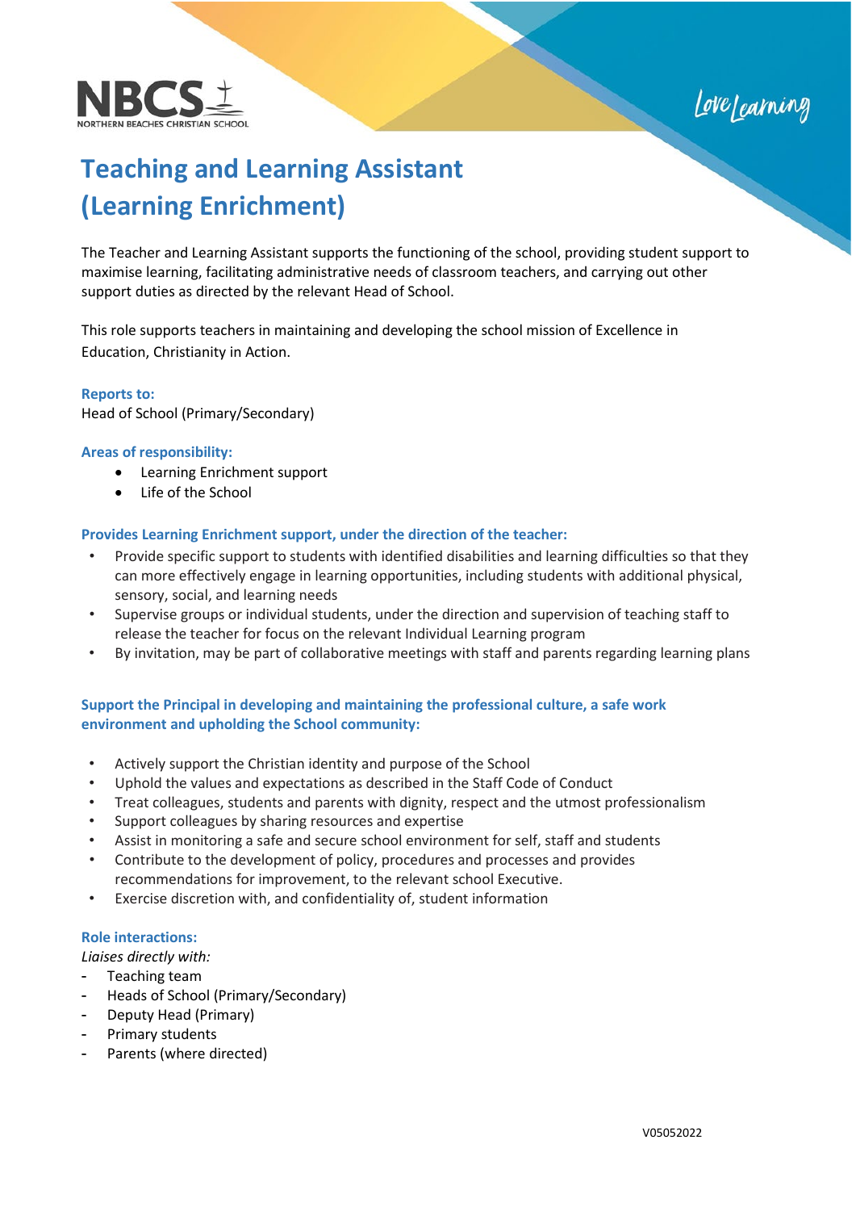# Teaching and Learning Assistant (Learning Enrichment)

The Teacher and Learning Assistant supports the functioning of the school, providing student support to maximise learning, facilitating administrative needs of classroom teachers, and carrying out other support duties as directed by the relevant Head of School.

This role supports teachers in maintaining and developing the school mission of Excellence in Education, Christianity in Action.

**Reports to:**

Head of School (Primary/Secondary)

**Areas of responsibility:**

- Learning Enrichment support
- Life of the School

**Provides Learning Enrichment support, under the direction of the teacher:**

- Provide specific support to students with identified disabilities and learning difficulties so that they can more effectively engage in learning opportunities, including students with additional physical, sensory, social, and learning needs
- Supervise groups or individual students, under the direction and supervision of teaching staff to release the teacher for focus on the relevant Individual Learning program
- By invitation, may be part of collaborative meetings with staff and parents regarding learning plans

**Support the Principal in developing and maintaining the professional culture, a safe work environment and upholding the School community:**

- Actively support the Christian identity and purpose of the School
- Uphold the values and expectations as described in the Staff Code of Conduct
- Treat colleagues, students and parents with dignity, respect and the utmost professionalism
- Support colleagues by sharing resources and expertise
- Assist in monitoring a safe and secure school environment for self, staff and students
- Contribute to the development of policy, procedures and processes and provides recommendations for improvement, to the relevant school Executive.
- Exercise discretion with, and confidentiality of, student information

**Role interactions:**

*Liaises directly with:*

- Teaching team
- Heads of School (Primary/Secondary)
- Deputy Head (Primary)
- Primary students
- Parents (where directed)

V05052022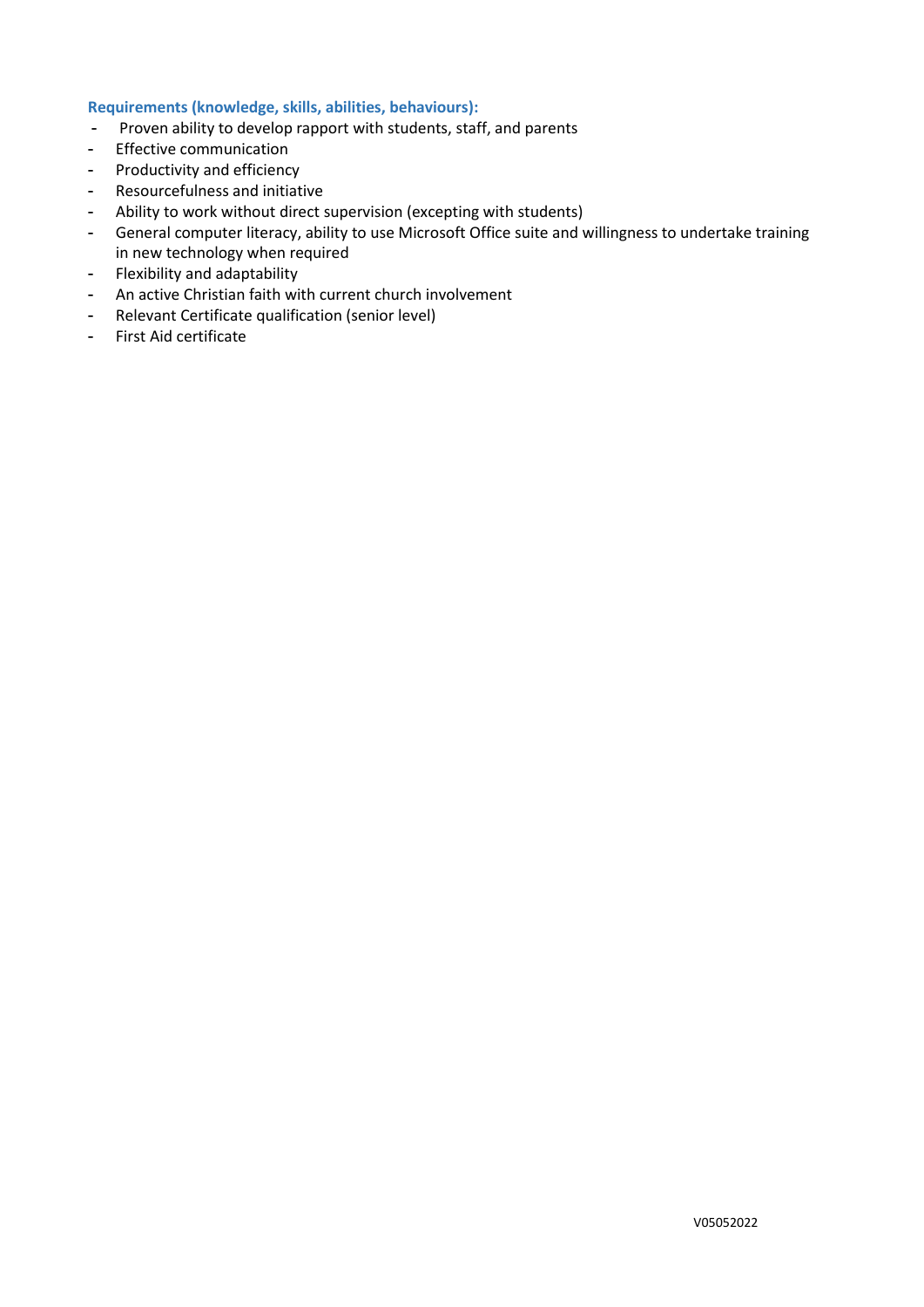**Requirements (knowledge, skills, abilities, behaviours):**

- Proven ability to develop rapport with students, staff, and parents
- Effective communication
- Productivity and efficiency
- Resourcefulness and initiative
- Ability to work without direct supervision (excepting with students)
- General computer literacy, ability to use Microsoft Office suite and willingness to undertake training in new technology when required
- Flexibility and adaptability
- An active Christian faith with current church involvement
- Relevant Certificate qualification (senior level)
- First Aid certificate

V05052022